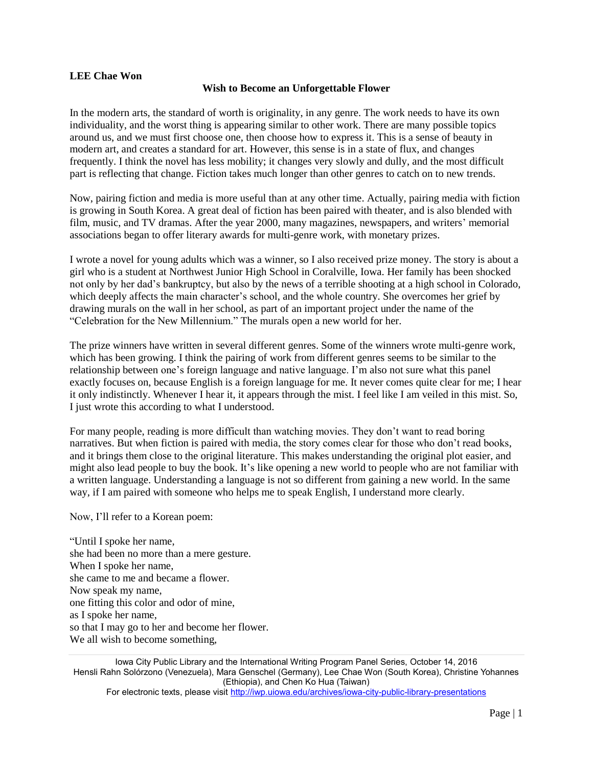**LEE Chae Won**

**Wish to Become an Unforgettable Flower**

In the modern arts, the standard of worth is originality, in any genre. The work needs to have its own individuality, and the worst thing is appearing similar to other work. There are many possible topics around us, and we must first choose one, then choose how to express it. This is a sense of beauty in modern art, and creates a standard for art. However, this sense is in a state of flux, and changes frequently. I think the novel has less mobility; it changes very slowly and dully, and the most difficult part is reflecting that change. Fiction takes much longer than other genres to catch on to new trends.

Now, pairing fiction and media is more useful than at any other time. Actually, pairing media with fiction is growing in South Korea. A great deal of fiction has been paired with theater, and is also blended with film, music, and TV dramas. After the year 2000, many magazines, newspapers, and writers' memorial associations began to offer literary awards for multi-genre work, with monetary prizes.

I wrote a novel for young adults which was a winner, so I also received prize money. The story is about a girl who is a student at Northwest Junior High School in Coralville, Iowa. Her family has been shocked not only by her dad's bankruptcy, but also by the news of a terrible shooting at a high school in Colorado, which deeply affects the main character's school, and the whole country. She overcomes her grief by drawing murals on the wall in her school, as part of an important project under the name of the "Celebration for the New Millennium." The murals open a new world for her.

The prize winners have written in several different genres. Some of the winners wrote multi-genre work, which has been growing. I think the pairing of work from different genres seems to be similar to the relationship between one's foreign language and native language. I'm also not sure what this panel exactly focuses on, because English is a foreign language for me. It never comes quite clear for me; I hear it only indistinctly. Whenever I hear it, it appears through the mist. I feel like I am veiled in this mist. So, I just wrote this according to what I understood.

For many people, reading is more difficult than watching movies. They don't want to read boring narratives. But when fiction is paired with media, the story comes clear for those who don't read books, and it brings them close to the original literature. This makes understanding the original plot easier, and might also lead people to buy the book. It's like opening a new world to people who are not familiar with a written language. Understanding a language is not so different from gaining a new world. In the same way, if I am paired with someone who helps me to speak English, I understand more clearly.

Now, I'll refer to a Korean poem:

"Until I spoke her name,
she had been no more than a mere gesture.
When I spoke her name,
she came to me and became a flower.
Now speak my name,
one fitting this color and odor of mine,
as I spoke her name,
so that I may go to her and become her flower.
We all wish to become something,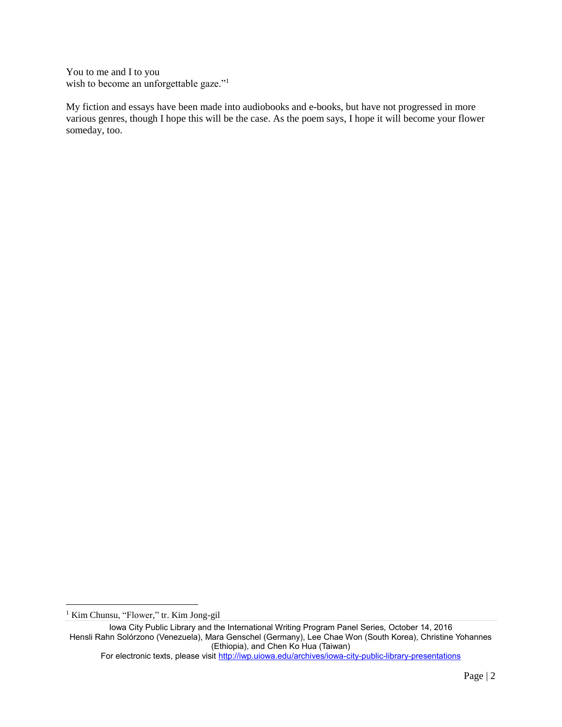You to me and I to you
wish to become an unforgettable gaze."[1]

My fiction and essays have been made into audiobooks and e-books, but have not progressed in more various genres, though I hope this will be the case. As the poem says, I hope it will become your flower someday, too.

[1] Kim Chunsu, "Flower," tr. Kim Jong-gil